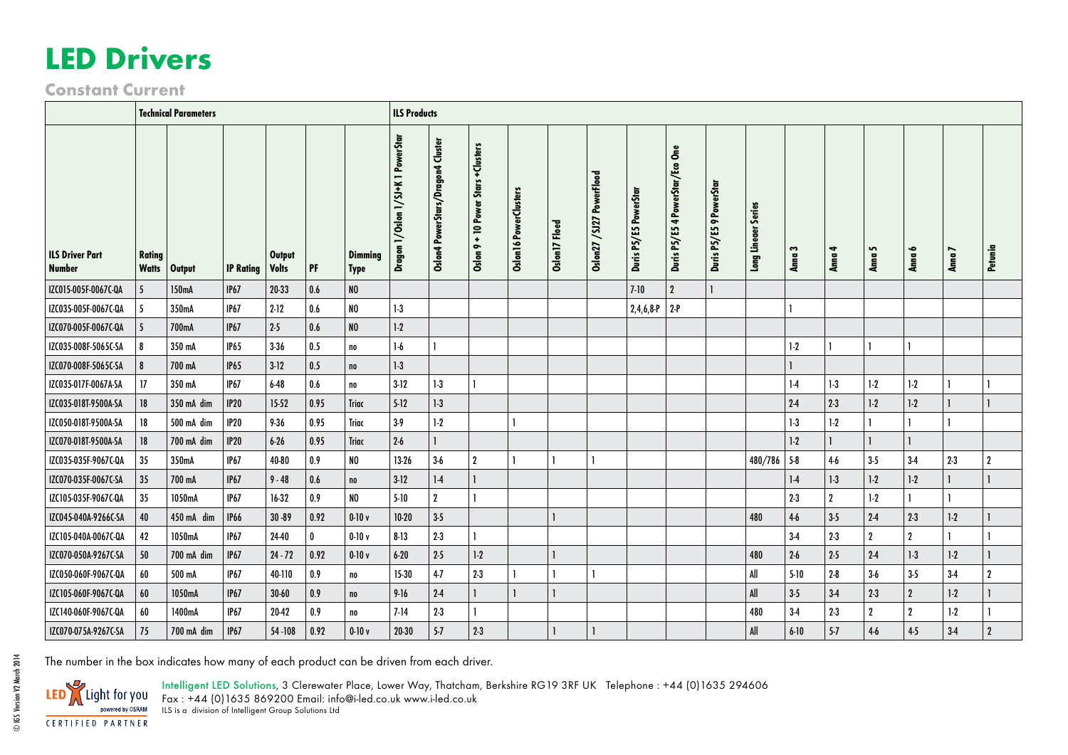# LED Drivers

## Constant Current

| | Technical Parameters | | | | | | ILS Products | | | | | | | | | | | | | | | |
|---|---|---|---|---|---|---|---|---|---|---|---|---|---|---|---|---|---|---|---|---|---|---|
| ILS Driver Part Number | Rating Watts | Output | IP Rating | Output Volts | PF | Dimming Type | Dragon 1/Oslon 1/SJ+K 1 PowerStar | Oslon4 PowerStars/Dragon4 Cluster | Oslon 9 + 10 Power Stars +Clusters | Oslon16 PowerClusters | Oslon17 Flood | Oslon27 / SJ27 PowerFlood | Duris P5/E5 PowerStar | Duris P5/E5 4 PowerStar/Eco One | Duris P5/E5 9 PowerStar | Long Lineaer Series | Anna 3 | Anna 4 | Anna 5 | Anna 6 | Anna 7 | Petunia |
| IZC015-005F-0067C-QA | 5 | 150mA | IP67 | 20-33 | 0.6 | NO | | | | | | | 7-10 | 2 | 1 | | | | | | | |
| IZC035-005F-0067C-QA | 5 | 350mA | IP67 | 2-12 | 0.6 | NO | 1-3 | | | | | | 2,4,6,8-P | 2-P | | | 1 | | | | | |
| IZC070-005F-0067C-QA | 5 | 700mA | IP67 | 2-5 | 0.6 | NO | 1-2 | | | | | | | | | | | | | | | |
| IZC035-008F-5065C-SA | 8 | 350 mA | IP65 | 3-36 | 0.5 | no | 1-6 | 1 | | | | | | | | | 1-2 | 1 | 1 | 1 | | |
| IZC070-008F-5065C-SA | 8 | 700 mA | IP65 | 3-12 | 0.5 | no | 1-3 | | | | | | | | | | 1 | | | | | |
| IZC035-017F-0067A-SA | 17 | 350 mA | IP67 | 6-48 | 0.6 | no | 3-12 | 1-3 | 1 | | | | | | | | 1-4 | 1-3 | 1-2 | 1-2 | 1 | 1 |
| IZC035-018T-9500A-SA | 18 | 350 mA dim | IP20 | 15-52 | 0.95 | Triac | 5-12 | 1-3 | | | | | | | | | 2-4 | 2-3 | 1-2 | 1-2 | 1 | 1 |
| IZC050-018T-9500A-SA | 18 | 500 mA dim | IP20 | 9-36 | 0.95 | Triac | 3-9 | 1-2 | | 1 | | | | | | | 1-3 | 1-2 | 1 | 1 | 1 | |
| IZC070-018T-9500A-SA | 18 | 700 mA dim | IP20 | 6-26 | 0.95 | Triac | 2-6 | 1 | | | | | | | | | 1-2 | 1 | 1 | 1 | | |
| IZC035-035F-9067C-QA | 35 | 350mA | IP67 | 40-80 | 0.9 | NO | 13-26 | 3-6 | 2 | 1 | 1 | 1 | | | | 480/786 | 5-8 | 4-6 | 3-5 | 3-4 | 2-3 | 2 |
| IZC070-035F-0067C-SA | 35 | 700 mA | IP67 | 9 - 48 | 0.6 | no | 3-12 | 1-4 | 1 | | | | | | | | 1-4 | 1-3 | 1-2 | 1-2 | 1 | 1 |
| IZC105-035F-9067C-QA | 35 | 1050mA | IP67 | 16-32 | 0.9 | NO | 5-10 | 2 | 1 | | | | | | | | 2-3 | 2 | 1-2 | 1 | 1 | |
| IZC045-040A-9266C-SA | 40 | 450 mA dim | IP66 | 30 -89 | 0.92 | 0-10 v | 10-20 | 3-5 | | | 1 | | | | | 480 | 4-6 | 3-5 | 2-4 | 2-3 | 1-2 | 1 |
| IZC105-040A-0067C-QA | 42 | 1050mA | IP67 | 24-40 | 0 | 0-10 v | 8-13 | 2-3 | 1 | | | | | | | | 3-4 | 2-3 | 2 | 2 | 1 | 1 |
| IZC070-050A-9267C-SA | 50 | 700 mA dim | IP67 | 24 - 72 | 0.92 | 0-10 v | 6-20 | 2-5 | 1-2 | | 1 | | | | | 480 | 2-6 | 2-5 | 2-4 | 1-3 | 1-2 | 1 |
| IZC050-060F-9067C-QA | 60 | 500 mA | IP67 | 40-110 | 0.9 | no | 15-30 | 4-7 | 2-3 | 1 | 1 | 1 | | | | All | 5-10 | 2-8 | 3-6 | 3-5 | 3-4 | 2 |
| IZC105-060F-9067C-QA | 60 | 1050mA | IP67 | 30-60 | 0.9 | no | 9-16 | 2-4 | 1 | 1 | 1 | | | | | All | 3-5 | 3-4 | 2-3 | 2 | 1-2 | 1 |
| IZC140-060F-9067C-QA | 60 | 1400mA | IP67 | 20-42 | 0.9 | no | 7-14 | 2-3 | 1 | | | | | | | 480 | 3-4 | 2-3 | 2 | 2 | 1-2 | 1 |
| IZC070-075A-9267C-SA | 75 | 700 mA dim | IP67 | 54 -108 | 0.92 | 0-10 v | 20-30 | 5-7 | 2-3 | | 1 | 1 | | | | All | 6-10 | 5-7 | 4-6 | 4-5 | 3-4 | 2 |

The number in the box indicates how many of each product can be driven from each driver.

LED Light for you powered by OSRAM CERTIFIED PARTNER

Intelligent LED Solutions, 3 Clerewater Place, Lower Way, Thatcham, Berkshire RG19 3RF UK Telephone : +44 (0)1635 294606
Fax : +44 (0)1635 869200 Email: info@i-led.co.uk www.i-led.co.uk
ILS is a division of Intelligent Group Solutions Ltd

© IGS Version V2 March 2014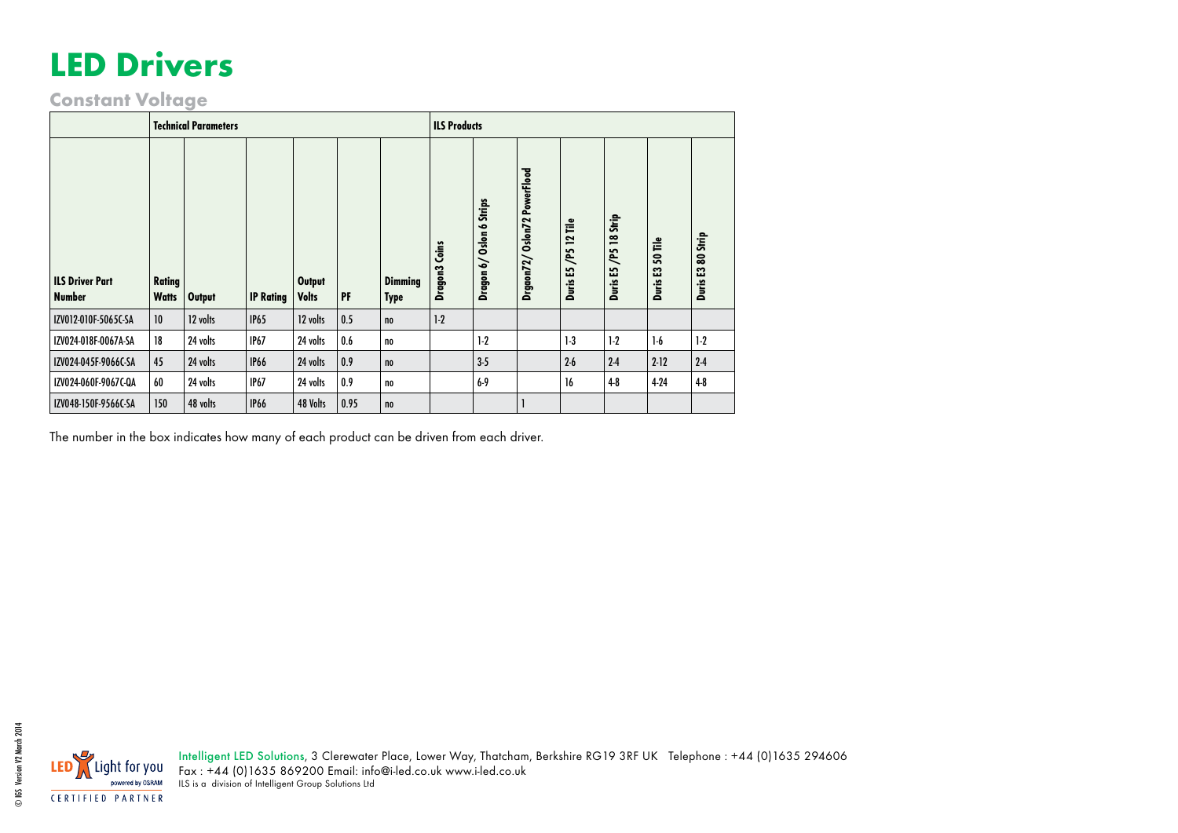# LED Drivers

## Constant Voltage

| | Technical Parameters | | | | | | ILS Products | | | | | | |
|---|---|---|---|---|---|---|---|---|---|---|---|---|---|
| ILS Driver Part Number | Rating Watts | Output | IP Rating | Output Volts | PF | Dimming Type | Dragon3 Coins | Dragon 6/ Oslon 6 Strips | Drgaon72/ Oslon72 PowerFlood | Duris E5 /P5 12 Tile | Duris E5 /P5 18 Strip | Duris E3 50 Tile | Duris E3 80 Strip |
| IZV012-010F-5065C-SA | 10 | 12 volts | IP65 | 12 volts | 0.5 | no | 1-2 | | | | | | |
| IZV024-018F-0067A-SA | 18 | 24 volts | IP67 | 24 volts | 0.6 | no | | 1-2 | | 1-3 | 1-2 | 1-6 | 1-2 |
| IZV024-045F-9066C-SA | 45 | 24 volts | IP66 | 24 volts | 0.9 | no | | 3-5 | | 2-6 | 2-4 | 2-12 | 2-4 |
| IZV024-060F-9067C-QA | 60 | 24 volts | IP67 | 24 volts | 0.9 | no | | 6-9 | | 16 | 4-8 | 4-24 | 4-8 |
| IZV048-150F-9566C-SA | 150 | 48 volts | IP66 | 48 Volts | 0.95 | no | | | 1 | | | | |

The number in the box indicates how many of each product can be driven from each driver.

LED Light for you powered by OSRAM CERTIFIED PARTNER

Intelligent LED Solutions, 3 Clerewater Place, Lower Way, Thatcham, Berkshire RG19 3RF UK Telephone : +44 (0)1635 294606
Fax : +44 (0)1635 869200 Email: info@i-led.co.uk www.i-led.co.uk
ILS is a division of Intelligent Group Solutions Ltd

© IGS Version V2 March 2014